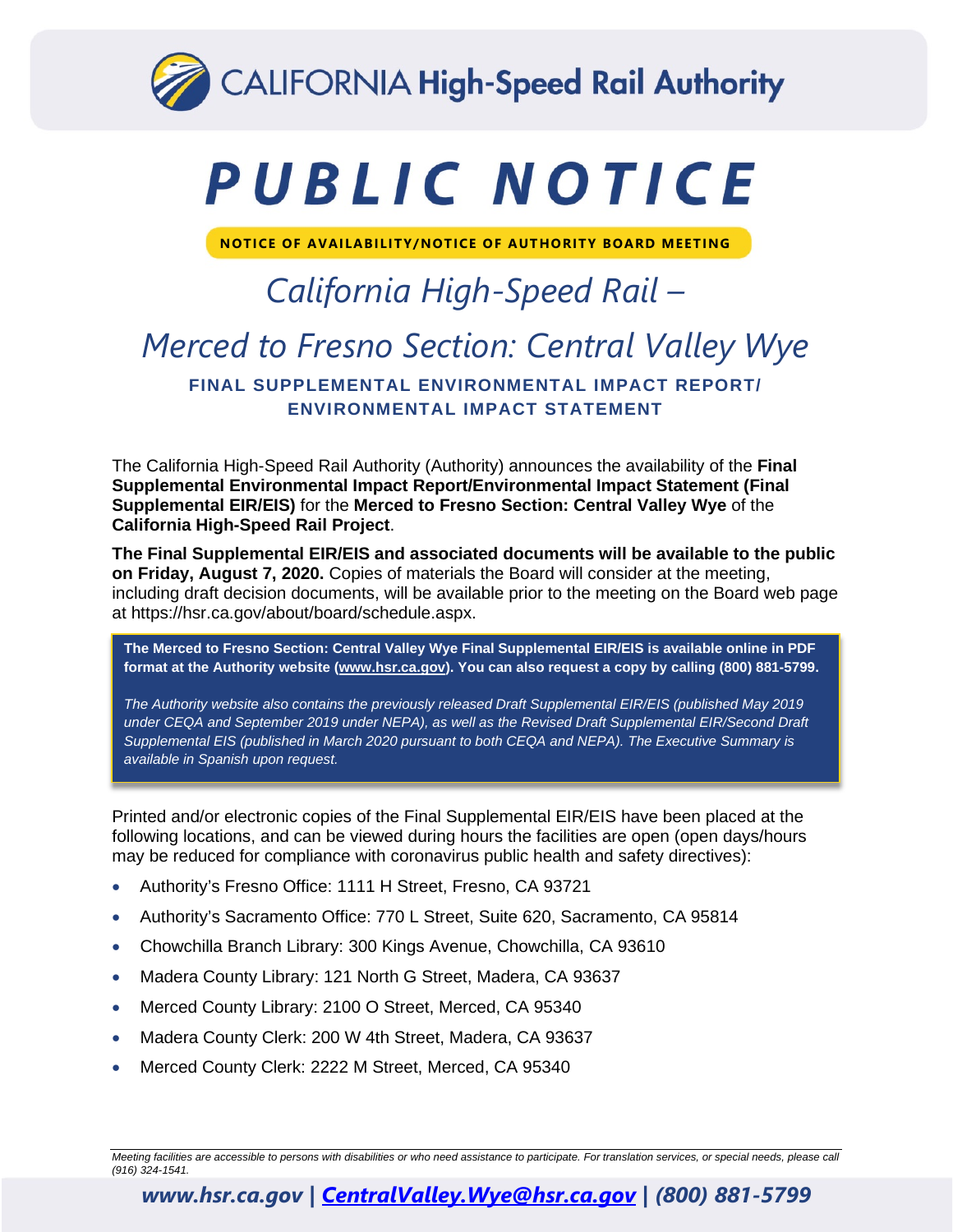CALIFORNIA **High-Speed Rail Authority**

# PUBLIC NOTICE

**NOTICE OF AVAILABILITY/NOTICE OF AUTHORITY BOARD MEETING**

## *California High-Speed Rail – Merced to Fresno Section: Central Valley Wye*

### FINAL SUPPLEMENTAL ENVIRONMENTAL IMPACT REPORT/ ENVIRONMENTAL IMPACT STATEMENT

The California High-Speed Rail Authority (Authority) announces the availability of the **Final Supplemental Environmental Impact Report/Environmental Impact Statement (Final Supplemental EIR/EIS)** for the **Merced to Fresno Section: Central Valley Wye** of the **California High-Speed Rail Project**.

**The Final Supplemental EIR/EIS and associated documents will be available to the public on Friday, August 7, 2020.** Copies of materials the Board will consider at the meeting, including draft decision documents, will be available prior to the meeting on the Board web page at https://hsr.ca.gov/about/board/schedule.aspx.

**The Merced to Fresno Section: Central Valley Wye Final Supplemental EIR/EIS is available online in PDF format at the Authority website (www.hsr.ca.gov). You can also request a copy by calling (800) 881-5799.**

*The Authority website also contains the previously released Draft Supplemental EIR/EIS (published May 2019 under CEQA and September 2019 under NEPA), as well as the Revised Draft Supplemental EIR/Second Draft Supplemental EIS (published in March 2020 pursuant to both CEQA and NEPA). The Executive Summary is available in Spanish upon request.*

Printed and/or electronic copies of the Final Supplemental EIR/EIS have been placed at the following locations, and can be viewed during hours the facilities are open (open days/hours may be reduced for compliance with coronavirus public health and safety directives):

- Authority's Fresno Office: 1111 H Street, Fresno, CA 93721
- Authority's Sacramento Office: 770 L Street, Suite 620, Sacramento, CA 95814
- Chowchilla Branch Library: 300 Kings Avenue, Chowchilla, CA 93610
- Madera County Library: 121 North G Street, Madera, CA 93637
- Merced County Library: 2100 O Street, Merced, CA 95340
- Madera County Clerk: 200 W 4th Street, Madera, CA 93637
- Merced County Clerk: 2222 M Street, Merced, CA 95340

*Meeting facilities are accessible to persons with disabilities or who need assistance to participate. For translation services, or special needs, please call (916) 324-1541.*

***www.hsr.ca.gov | CentralValley.Wye@hsr.ca.gov | (800) 881-5799***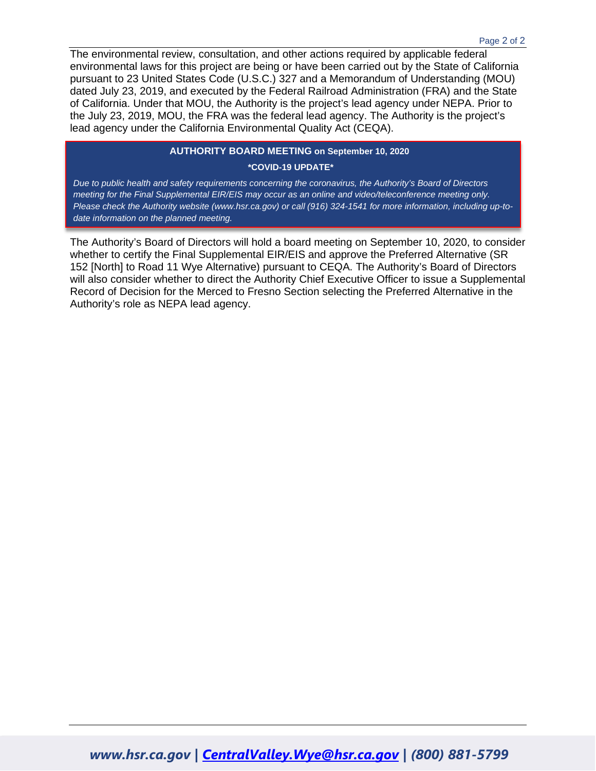The environmental review, consultation, and other actions required by applicable federal environmental laws for this project are being or have been carried out by the State of California pursuant to 23 United States Code (U.S.C.) 327 and a Memorandum of Understanding (MOU) dated July 23, 2019, and executed by the Federal Railroad Administration (FRA) and the State of California. Under that MOU, the Authority is the project's lead agency under NEPA. Prior to the July 23, 2019, MOU, the FRA was the federal lead agency. The Authority is the project's lead agency under the California Environmental Quality Act (CEQA).

**AUTHORITY BOARD MEETING on September 10, 2020**

**\*COVID-19 UPDATE\***

*Due to public health and safety requirements concerning the coronavirus, the Authority's Board of Directors meeting for the Final Supplemental EIR/EIS may occur as an online and video/teleconference meeting only. Please check the Authority website (www.hsr.ca.gov) or call (916) 324-1541 for more information, including up-to-date information on the planned meeting.*

The Authority's Board of Directors will hold a board meeting on September 10, 2020, to consider whether to certify the Final Supplemental EIR/EIS and approve the Preferred Alternative (SR 152 [North] to Road 11 Wye Alternative) pursuant to CEQA. The Authority's Board of Directors will also consider whether to direct the Authority Chief Executive Officer to issue a Supplemental Record of Decision for the Merced to Fresno Section selecting the Preferred Alternative in the Authority's role as NEPA lead agency.

***www.hsr.ca.gov | CentralValley.Wye@hsr.ca.gov | (800) 881-5799***